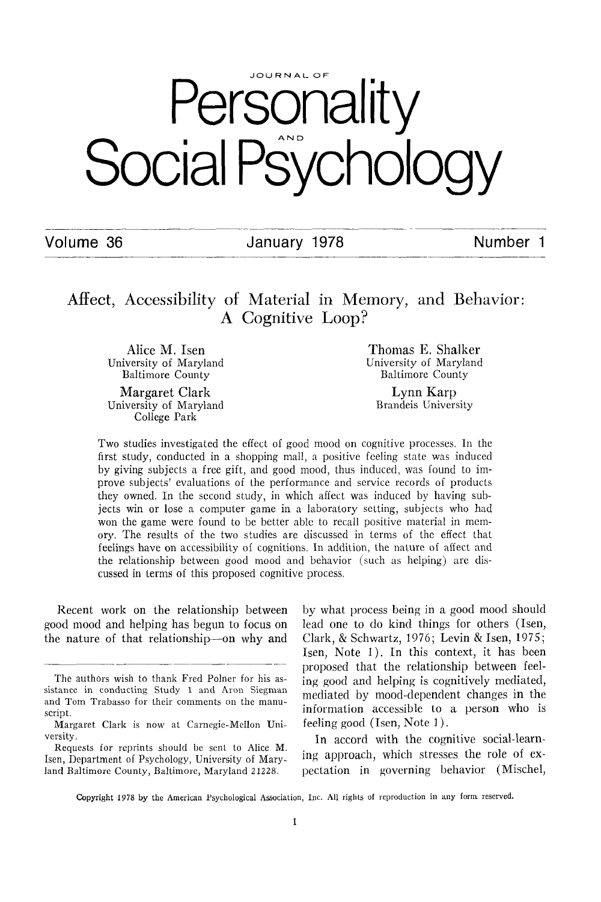# Affect, Accessibility of Material in Memory, and Behavior: A Cognitive Loop?

Alice M. Isen
University of Maryland
Baltimore County

Thomas E. Shalker
University of Maryland
Baltimore County

Margaret Clark
University of Maryland
College Park

Lynn Karp
Brandeis University

Two studies investigated the effect of good mood on cognitive processes. In the first study, conducted in a shopping mall, a positive feeling state was induced by giving subjects a free gift, and good mood, thus induced, was found to improve subjects' evaluations of the performance and service records of products they owned. In the second study, in which affect was induced by having subjects win or lose a computer game in a laboratory setting, subjects who had won the game were found to be better able to recall positive material in memory. The results of the two studies are discussed in terms of the effect that feelings have on accessibility of cognitions. In addition, the nature of affect and the relationship between good mood and behavior (such as helping) are discussed in terms of this proposed cognitive process.

Recent work on the relationship between good mood and helping has begun to focus on the nature of that relationship—on why and by what process being in a good mood should lead one to do kind things for others (Isen, Clark, & Schwartz, 1976; Levin & Isen, 1975; Isen, Note 1). In this context, it has been proposed that the relationship between feeling good and helping is cognitively mediated, mediated by mood-dependent changes in the information accessible to a person who is feeling good (Isen, Note 1).

In accord with the cognitive social-learning approach, which stresses the role of expectation in governing behavior (Mischel,

The authors wish to thank Fred Polner for his assistance in conducting Study 1 and Aron Siegman and Tom Trabasso for their comments on the manuscript.

Margaret Clark is now at Carnegie-Mellon University.

Requests for reprints should be sent to Alice M. Isen, Department of Psychology, University of Maryland Baltimore County, Baltimore, Maryland 21228.

Copyright 1978 by the American Psychological Association, Inc. All rights of reproduction in any form reserved.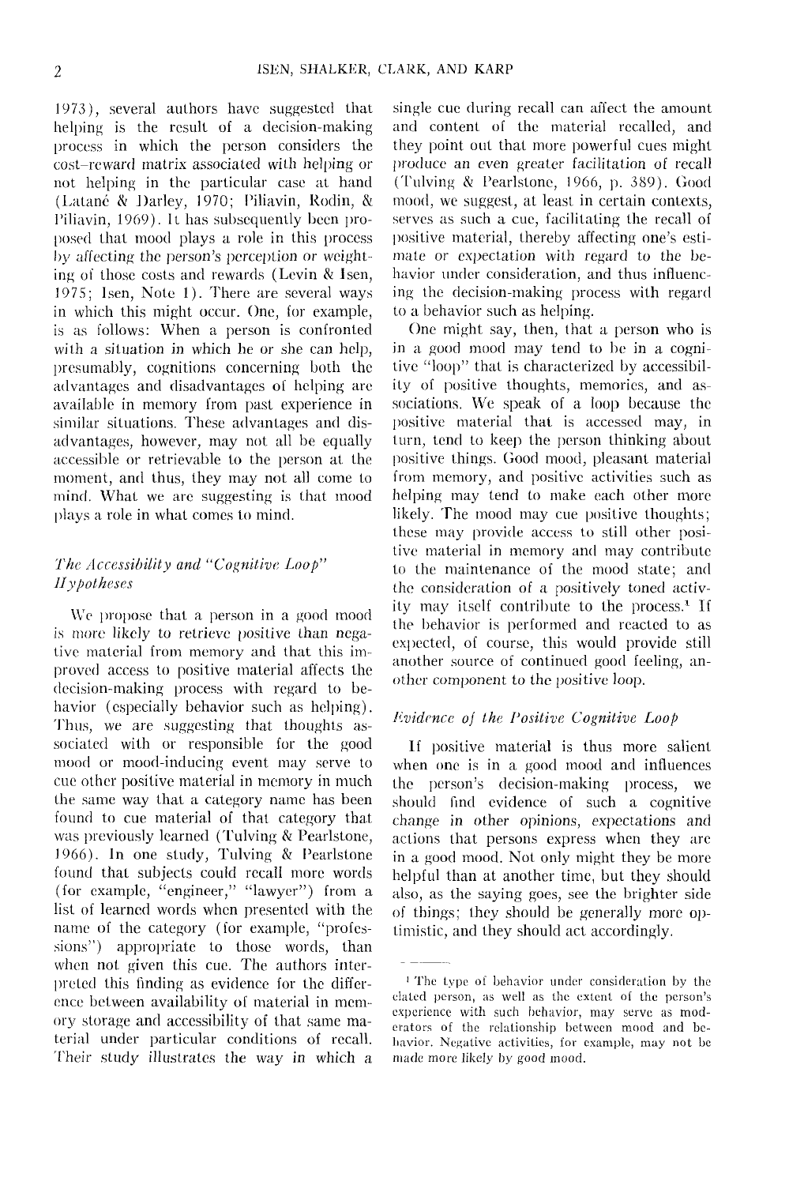1973), several authors have suggested that helping is the result of a decision-making process in which the person considers the cost–reward matrix associated with helping or not helping in the particular case at hand (Latané & Darley, 1970; Piliavin, Rodin, & Piliavin, 1969). It has subsequently been proposed that mood plays a role in this process by affecting the person's perception or weighting of those costs and rewards (Levin & Isen, 1975; Isen, Note 1). There are several ways in which this might occur. One, for example, is as follows: When a person is confronted with a situation in which he or she can help, presumably, cognitions concerning both the advantages and disadvantages of helping are available in memory from past experience in similar situations. These advantages and disadvantages, however, may not all be equally accessible or retrievable to the person at the moment, and thus, they may not all come to mind. What we are suggesting is that mood plays a role in what comes to mind.

### *The Accessibility and "Cognitive Loop" Hypotheses*

We propose that a person in a good mood is more likely to retrieve positive than negative material from memory and that this improved access to positive material affects the decision-making process with regard to behavior (especially behavior such as helping). Thus, we are suggesting that thoughts associated with or responsible for the good mood or mood-inducing event may serve to cue other positive material in memory in much the same way that a category name has been found to cue material of that category that was previously learned (Tulving & Pearlstone, 1966). In one study, Tulving & Pearlstone found that subjects could recall more words (for example, "engineer," "lawyer") from a list of learned words when presented with the name of the category (for example, "professions") appropriate to those words, than when not given this cue. The authors interpreted this finding as evidence for the difference between availability of material in memory storage and accessibility of that same material under particular conditions of recall. Their study illustrates the way in which a single cue during recall can affect the amount and content of the material recalled, and they point out that more powerful cues might produce an even greater facilitation of recall (Tulving & Pearlstone, 1966, p. 389). Good mood, we suggest, at least in certain contexts, serves as such a cue, facilitating the recall of positive material, thereby affecting one's estimate or expectation with regard to the behavior under consideration, and thus influencing the decision-making process with regard to a behavior such as helping.

One might say, then, that a person who is in a good mood may tend to be in a cognitive "loop" that is characterized by accessibility of positive thoughts, memories, and associations. We speak of a loop because the positive material that is accessed may, in turn, tend to keep the person thinking about positive things. Good mood, pleasant material from memory, and positive activities such as helping may tend to make each other more likely. The mood may cue positive thoughts; these may provide access to still other positive material in memory and may contribute to the maintenance of the mood state; and the consideration of a positively toned activity may itself contribute to the process.[1] If the behavior is performed and reacted to as expected, of course, this would provide still another source of continued good feeling, another component to the positive loop.

### *Evidence of the Positive Cognitive Loop*

If positive material is thus more salient when one is in a good mood and influences the person's decision-making process, we should find evidence of such a cognitive change in other opinions, expectations and actions that persons express when they are in a good mood. Not only might they be more helpful than at another time, but they should also, as the saying goes, see the brighter side of things; they should be generally more optimistic, and they should act accordingly.

---

[1] The type of behavior under consideration by the elated person, as well as the extent of the person's experience with such behavior, may serve as moderators of the relationship between mood and behavior. Negative activities, for example, may not be made more likely by good mood.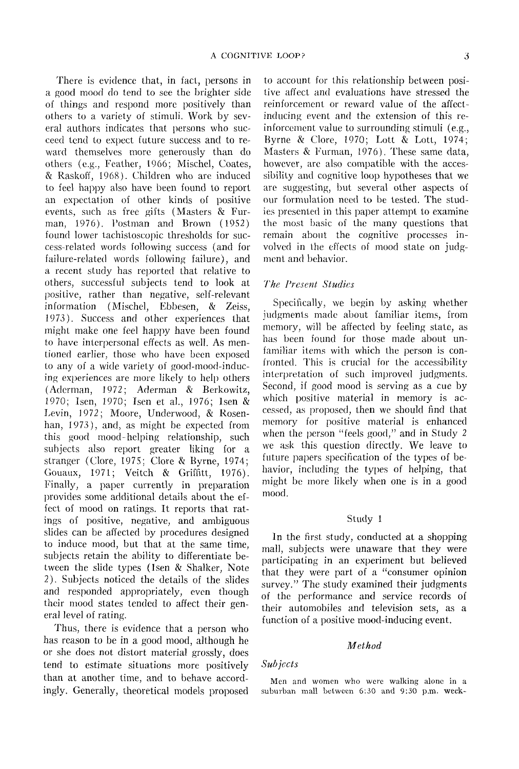There is evidence that, in fact, persons in a good mood do tend to see the brighter side of things and respond more positively than others to a variety of stimuli. Work by several authors indicates that persons who succeed tend to expect future success and to reward themselves more generously than do others (e.g., Feather, 1966; Mischel, Coates, & Raskoff, 1968). Children who are induced to feel happy also have been found to report an expectation of other kinds of positive events, such as free gifts (Masters & Furman, 1976). Postman and Brown (1952) found lower tachistoscopic thresholds for success-related words following success (and for failure-related words following failure), and a recent study has reported that relative to others, successful subjects tend to look at positive, rather than negative, self-relevant information (Mischel, Ebbesen, & Zeiss, 1973). Success and other experiences that might make one feel happy have been found to have interpersonal effects as well. As mentioned earlier, those who have been exposed to any of a wide variety of good-mood-inducing experiences are more likely to help others (Aderman, 1972; Aderman & Berkowitz, 1970; Isen, 1970; Isen et al., 1976; Isen & Levin, 1972; Moore, Underwood, & Rosenhan, 1973), and, as might be expected from this good mood-helping relationship, such subjects also report greater liking for a stranger (Clore, 1975; Clore & Byrne, 1974; Gouaux, 1971; Veitch & Griffitt, 1976). Finally, a paper currently in preparation provides some additional details about the effect of mood on ratings. It reports that ratings of positive, negative, and ambiguous slides can be affected by procedures designed to induce mood, but that at the same time, subjects retain the ability to differentiate between the slide types (Isen & Shalker, Note 2). Subjects noticed the details of the slides and responded appropriately, even though their mood states tended to affect their general level of rating.

Thus, there is evidence that a person who has reason to be in a good mood, although he or she does not distort material grossly, does tend to estimate situations more positively than at another time, and to behave accordingly. Generally, theoretical models proposed to account for this relationship between positive affect and evaluations have stressed the reinforcement or reward value of the affect-inducing event and the extension of this reinforcement value to surrounding stimuli (e.g., Byrne & Clore, 1970; Lott & Lott, 1974; Masters & Furman, 1976). These same data, however, are also compatible with the accessibility and cognitive loop hypotheses that we are suggesting, but several other aspects of our formulation need to be tested. The studies presented in this paper attempt to examine the most basic of the many questions that remain about the cognitive processes involved in the effects of mood state on judgment and behavior.

### *The Present Studies*

Specifically, we begin by asking whether judgments made about familiar items, from memory, will be affected by feeling state, as has been found for those made about unfamiliar items with which the person is confronted. This is crucial for the accessibility interpretation of such improved judgments. Second, if good mood is serving as a cue by which positive material in memory is accessed, as proposed, then we should find that memory for positive material is enhanced when the person "feels good," and in Study 2 we ask this question directly. We leave to future papers specification of the types of behavior, including the types of helping, that might be more likely when one is in a good mood.

## Study 1

In the first study, conducted at a shopping mall, subjects were unaware that they were participating in an experiment but believed that they were part of a "consumer opinion survey." The study examined their judgments of the performance and service records of their automobiles and television sets, as a function of a positive mood-inducing event.

### *Method*

#### *Subjects*

Men and women who were walking alone in a suburban mall between 6:30 and 9:30 p.m. week-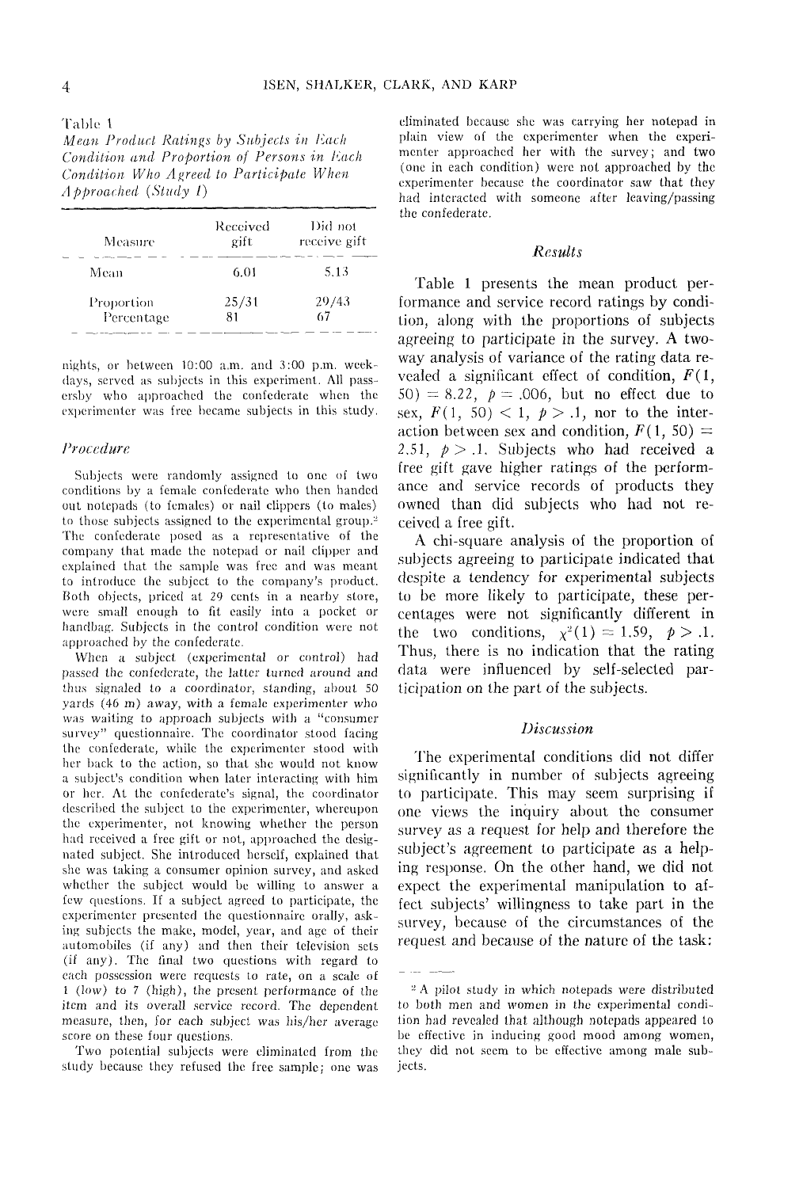Table 1
*Mean Product Ratings by Subjects in Each Condition and Proportion of Persons in Each Condition Who Agreed to Participate When Approached (Study 1)*

| Measure | Received gift | Did not receive gift |
|---|---|---|
| Mean | 6.01 | 5.13 |
| Proportion | 25/31 | 29/43 |
| Percentage | 81 | 67 |

nights, or between 10:00 a.m. and 3:00 p.m. weekdays, served as subjects in this experiment. All passersby who approached the confederate when the experimenter was free became subjects in this study.

### *Procedure*

Subjects were randomly assigned to one of two conditions by a female confederate who then handed out notepads (to females) or nail clippers (to males) to those subjects assigned to the experimental group.[2] The confederate posed as a representative of the company that made the notepad or nail clipper and explained that the sample was free and was meant to introduce the subject to the company's product. Both objects, priced at 29 cents in a nearby store, were small enough to fit easily into a pocket or handbag. Subjects in the control condition were not approached by the confederate.

When a subject (experimental or control) had passed the confederate, the latter turned around and thus signaled to a coordinator, standing, about 50 yards (46 m) away, with a female experimenter who was waiting to approach subjects with a "consumer survey" questionnaire. The coordinator stood facing the confederate, while the experimenter stood with her back to the action, so that she would not know a subject's condition when later interacting with him or her. At the confederate's signal, the coordinator described the subject to the experimenter, whereupon the experimenter, not knowing whether the person had received a free gift or not, approached the designated subject. She introduced herself, explained that she was taking a consumer opinion survey, and asked whether the subject would be willing to answer a few questions. If a subject agreed to participate, the experimenter presented the questionnaire orally, asking subjects the make, model, year, and age of their automobiles (if any) and then their television sets (if any). The final two questions with regard to each possession were requests to rate, on a scale of 1 (low) to 7 (high), the present performance of the item and its overall service record. The dependent measure, then, for each subject was his/her average score on these four questions.

Two potential subjects were eliminated from the study because they refused the free sample; one was eliminated because she was carrying her notepad in plain view of the experimenter when the experimenter approached her with the survey; and two (one in each condition) were not approached by the experimenter because the coordinator saw that they had interacted with someone after leaving/passing the confederate.

## *Results*

Table 1 presents the mean product performance and service record ratings by condition, along with the proportions of subjects agreeing to participate in the survey. A two-way analysis of variance of the rating data revealed a significant effect of condition, $F(1, 50) = 8.22$, $p = .006$, but no effect due to sex, $F(1, 50) < 1$, $p > .1$, nor to the interaction between sex and condition, $F(1, 50) = 2.51$, $p > .1$. Subjects who had received a free gift gave higher ratings of the performance and service records of products they owned than did subjects who had not received a free gift.

A chi-square analysis of the proportion of subjects agreeing to participate indicated that despite a tendency for experimental subjects to be more likely to participate, these percentages were not significantly different in the two conditions, $\chi^2(1) = 1.59$, $p > .1$. Thus, there is no indication that the rating data were influenced by self-selected participation on the part of the subjects.

## *Discussion*

The experimental conditions did not differ significantly in number of subjects agreeing to participate. This may seem surprising if one views the inquiry about the consumer survey as a request for help and therefore the subject's agreement to participate as a helping response. On the other hand, we did not expect the experimental manipulation to affect subjects' willingness to take part in the survey, because of the circumstances of the request and because of the nature of the task:

[2] A pilot study in which notepads were distributed to both men and women in the experimental condition had revealed that although notepads appeared to be effective in inducing good mood among women, they did not seem to be effective among male subjects.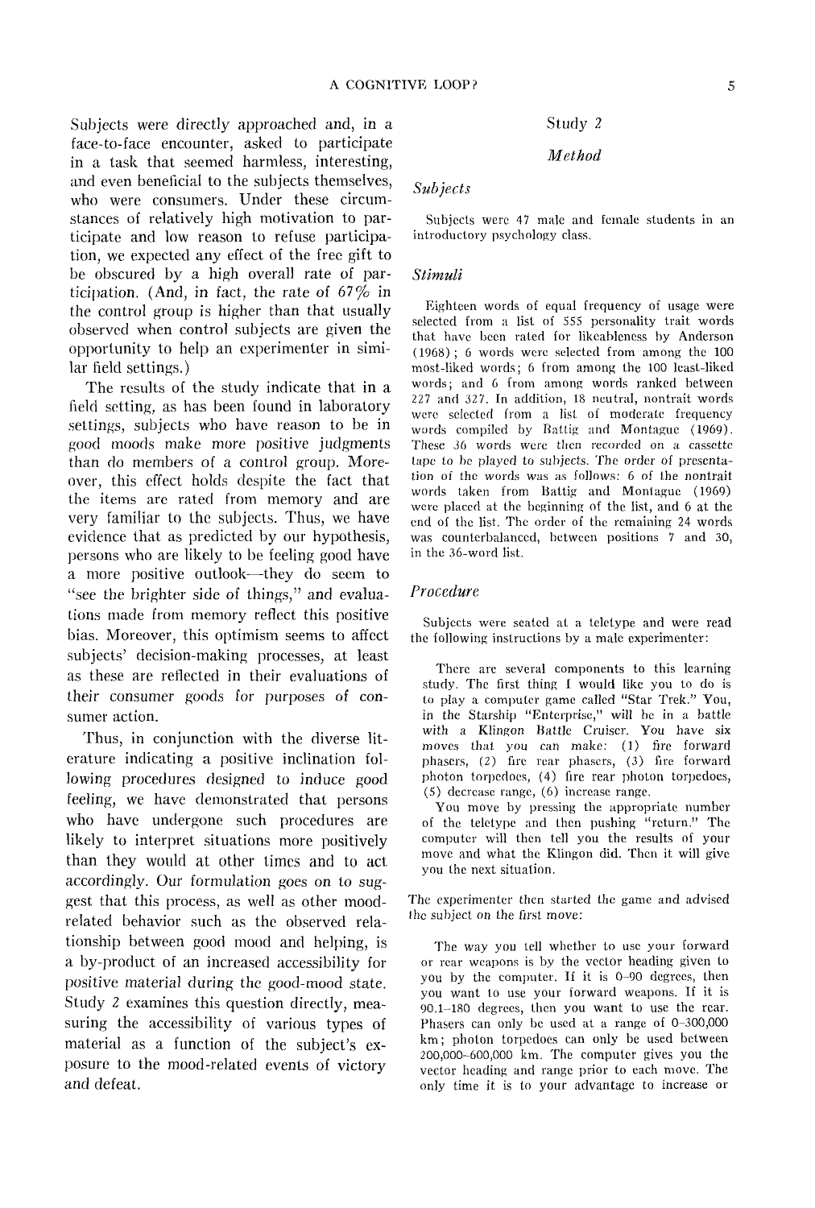Subjects were directly approached and, in a face-to-face encounter, asked to participate in a task that seemed harmless, interesting, and even beneficial to the subjects themselves, who were consumers. Under these circumstances of relatively high motivation to participate and low reason to refuse participation, we expected any effect of the free gift to be obscured by a high overall rate of participation. (And, in fact, the rate of 67% in the control group is higher than that usually observed when control subjects are given the opportunity to help an experimenter in similar field settings.)

The results of the study indicate that in a field setting, as has been found in laboratory settings, subjects who have reason to be in good moods make more positive judgments than do members of a control group. Moreover, this effect holds despite the fact that the items are rated from memory and are very familiar to the subjects. Thus, we have evidence that as predicted by our hypothesis, persons who are likely to be feeling good have a more positive outlook—they do seem to "see the brighter side of things," and evaluations made from memory reflect this positive bias. Moreover, this optimism seems to affect subjects' decision-making processes, at least as these are reflected in their evaluations of their consumer goods for purposes of consumer action.

Thus, in conjunction with the diverse literature indicating a positive inclination following procedures designed to induce good feeling, we have demonstrated that persons who have undergone such procedures are likely to interpret situations more positively than they would at other times and to act accordingly. Our formulation goes on to suggest that this process, as well as other mood-related behavior such as the observed relationship between good mood and helping, is a by-product of an increased accessibility for positive material during the good-mood state. Study 2 examines this question directly, measuring the accessibility of various types of material as a function of the subject's exposure to the mood-related events of victory and defeat.

## Study 2

### *Method*

#### *Subjects*

Subjects were 47 male and female students in an introductory psychology class.

#### *Stimuli*

Eighteen words of equal frequency of usage were selected from a list of 555 personality trait words that have been rated for likeableness by Anderson (1968); 6 words were selected from among the 100 most-liked words; 6 from among the 100 least-liked words; and 6 from among words ranked between 227 and 327. In addition, 18 neutral, nontrait words were selected from a list of moderate frequency words compiled by Battig and Montague (1969). These 36 words were then recorded on a cassette tape to be played to subjects. The order of presentation of the words was as follows: 6 of the nontrait words taken from Battig and Montague (1969) were placed at the beginning of the list, and 6 at the end of the list. The order of the remaining 24 words was counterbalanced, between positions 7 and 30, in the 36-word list.

#### *Procedure*

Subjects were seated at a teletype and were read the following instructions by a male experimenter:

> There are several components to this learning study. The first thing I would like you to do is to play a computer game called "Star Trek." You, in the Starship "Enterprise," will be in a battle with a Klingon Battle Cruiser. You have six moves that you can make: (1) fire forward phasers, (2) fire rear phasers, (3) fire forward photon torpedoes, (4) fire rear photon torpedoes, (5) decrease range, (6) increase range.
>
> You move by pressing the appropriate number of the teletype and then pushing "return." The computer will then tell you the results of your move and what the Klingon did. Then it will give you the next situation.

The experimenter then started the game and advised the subject on the first move:

> The way you tell whether to use your forward or rear weapons is by the vector heading given to you by the computer. If it is 0–90 degrees, then you want to use your forward weapons. If it is 90.1–180 degrees, then you want to use the rear. Phasers can only be used at a range of 0–300,000 km; photon torpedoes can only be used between 200,000–600,000 km. The computer gives you the vector heading and range prior to each move. The only time it is to your advantage to increase or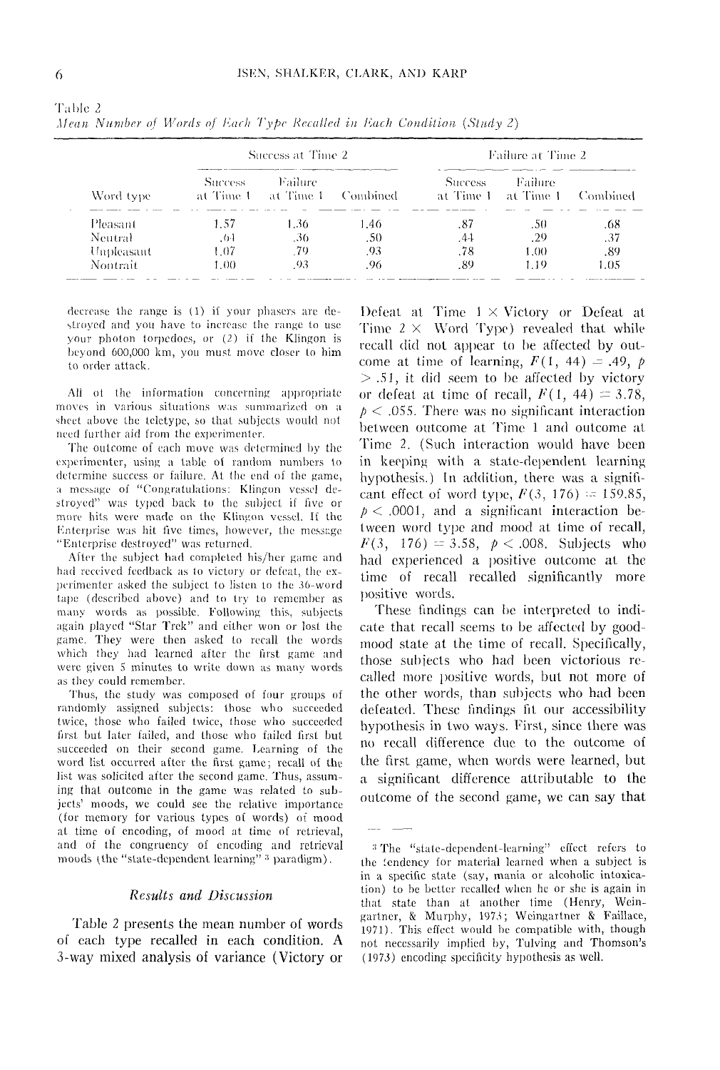Table 2
*Mean Number of Words of Each Type Recalled in Each Condition (Study 2)*

| | Success at Time 2 | | | Failure at Time 2 | | |
|---|---|---|---|---|---|---|
| Word type | Success at Time 1 | Failure at Time 1 | Combined | Success at Time 1 | Failure at Time 1 | Combined |
| Pleasant | 1.57 | 1.36 | 1.46 | .87 | .50 | .68 |
| Neutral | .64 | .36 | .50 | .44 | .29 | .37 |
| Unpleasant | 1.07 | .79 | .93 | .78 | 1.00 | .89 |
| Nontrait | 1.00 | .93 | .96 | .89 | 1.19 | 1.05 |

decrease the range is (1) if your phasers are destroyed and you have to increase the range to use your photon torpedoes, or (2) if the Klingon is beyond 600,000 km, you must move closer to him to order attack.

All of the information concerning appropriate moves in various situations was summarized on a sheet above the teletype, so that subjects would not need further aid from the experimenter.

The outcome of each move was determined by the experimenter, using a table of random numbers to determine success or failure. At the end of the game, a message of "Congratulations: Klingon vessel destroyed" was typed back to the subject if five or more hits were made on the Klingon vessel. If the Enterprise was hit five times, however, the message "Enterprise destroyed" was returned.

After the subject had completed his/her game and had received feedback as to victory or defeat, the experimenter asked the subject to listen to the 36-word tape (described above) and to try to remember as many words as possible. Following this, subjects again played "Star Trek" and either won or lost the game. They were then asked to recall the words which they had learned after the first game and were given 5 minutes to write down as many words as they could remember.

Thus, the study was composed of four groups of randomly assigned subjects: those who succeeded twice, those who failed twice, those who succeeded first but later failed, and those who failed first but succeeded on their second game. Learning of the word list occurred after the first game; recall of the list was solicited after the second game. Thus, assuming that outcome in the game was related to subjects' moods, we could see the relative importance (for memory for various types of words) of mood at time of encoding, of mood at time of retrieval, and of the congruency of encoding and retrieval moods (the "state-dependent learning" [3] paradigm).

## *Results and Discussion*

Table 2 presents the mean number of words of each type recalled in each condition. A 3-way mixed analysis of variance (Victory or Defeat at Time 1 × Victory or Defeat at Time 2 × Word Type) revealed that while recall did not appear to be affected by outcome at time of learning, $F(1, 44) = .49$, $p > .51$, it did seem to be affected by victory or defeat at time of recall, $F(1, 44) = 3.78$, $p < .055$. There was no significant interaction between outcome at Time 1 and outcome at Time 2. (Such interaction would have been in keeping with a state-dependent learning hypothesis.) In addition, there was a significant effect of word type, $F(3, 176) = 159.85$, $p < .0001$, and a significant interaction between word type and mood at time of recall, $F(3, 176) = 3.58$, $p < .008$. Subjects who had experienced a positive outcome at the time of recall recalled significantly more positive words.

These findings can be interpreted to indicate that recall seems to be affected by good-mood state at the time of recall. Specifically, those subjects who had been victorious recalled more positive words, but not more of the other words, than subjects who had been defeated. These findings fit our accessibility hypothesis in two ways. First, since there was no recall difference due to the outcome of the first game, when words were learned, but a significant difference attributable to the outcome of the second game, we can say that

[3] The "state-dependent-learning" effect refers to the tendency for material learned when a subject is in a specific state (say, mania or alcoholic intoxication) to be better recalled when he or she is again in that state than at another time (Henry, Weingartner, & Murphy, 1973; Weingartner & Faillace, 1971). This effect would be compatible with, though not necessarily implied by, Tulving and Thomson's (1973) encoding specificity hypothesis as well.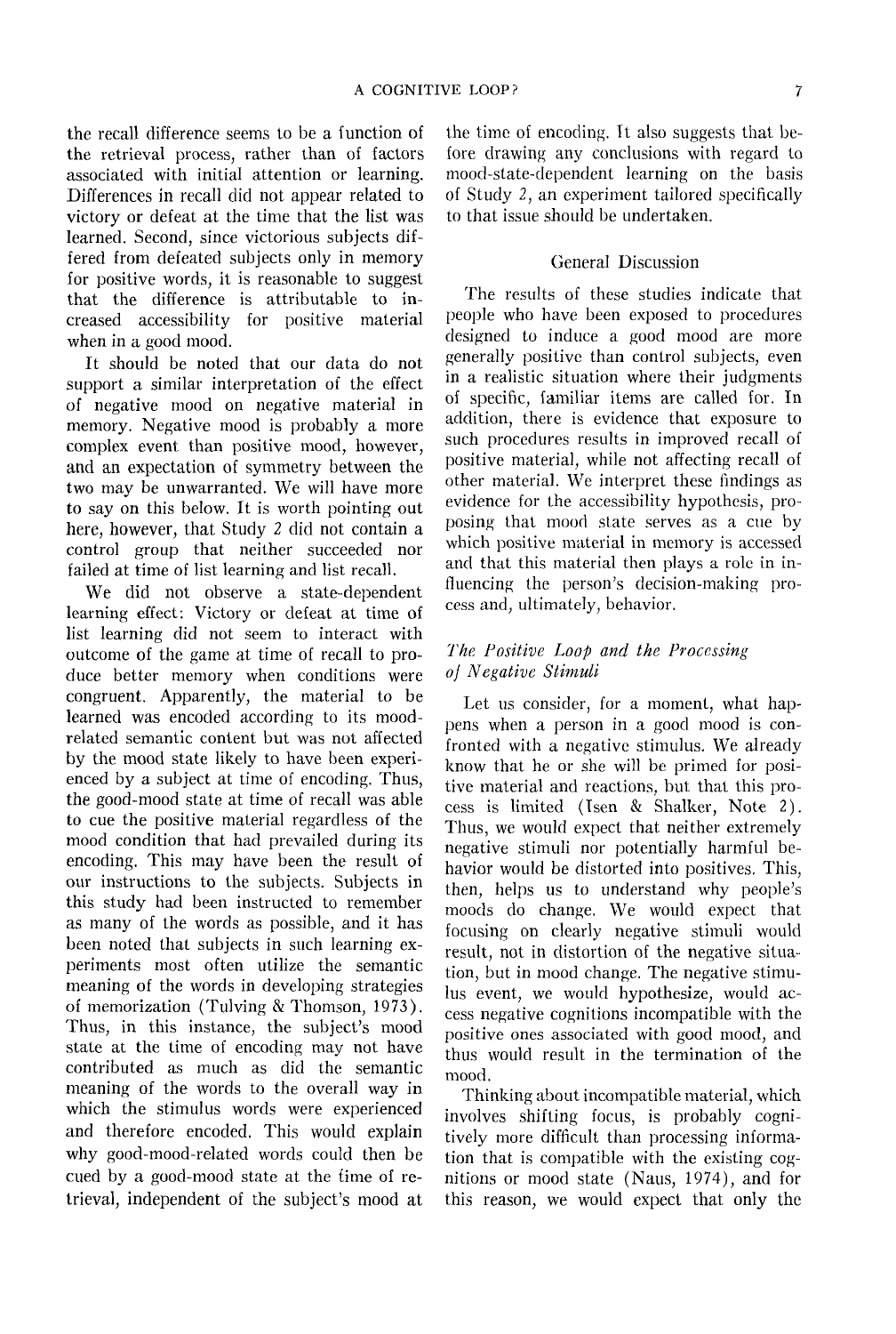the recall difference seems to be a function of the retrieval process, rather than of factors associated with initial attention or learning. Differences in recall did not appear related to victory or defeat at the time that the list was learned. Second, since victorious subjects differed from defeated subjects only in memory for positive words, it is reasonable to suggest that the difference is attributable to increased accessibility for positive material when in a good mood.

It should be noted that our data do not support a similar interpretation of the effect of negative mood on negative material in memory. Negative mood is probably a more complex event than positive mood, however, and an expectation of symmetry between the two may be unwarranted. We will have more to say on this below. It is worth pointing out here, however, that Study 2 did not contain a control group that neither succeeded nor failed at time of list learning and list recall.

We did not observe a state-dependent learning effect: Victory or defeat at time of list learning did not seem to interact with outcome of the game at time of recall to produce better memory when conditions were congruent. Apparently, the material to be learned was encoded according to its mood-related semantic content but was not affected by the mood state likely to have been experienced by a subject at time of encoding. Thus, the good-mood state at time of recall was able to cue the positive material regardless of the mood condition that had prevailed during its encoding. This may have been the result of our instructions to the subjects. Subjects in this study had been instructed to remember as many of the words as possible, and it has been noted that subjects in such learning experiments most often utilize the semantic meaning of the words in developing strategies of memorization (Tulving & Thomson, 1973). Thus, in this instance, the subject's mood state at the time of encoding may not have contributed as much as did the semantic meaning of the words to the overall way in which the stimulus words were experienced and therefore encoded. This would explain why good-mood-related words could then be cued by a good-mood state at the time of retrieval, independent of the subject's mood at the time of encoding. It also suggests that before drawing any conclusions with regard to mood-state-dependent learning on the basis of Study 2, an experiment tailored specifically to that issue should be undertaken.

## General Discussion

The results of these studies indicate that people who have been exposed to procedures designed to induce a good mood are more generally positive than control subjects, even in a realistic situation where their judgments of specific, familiar items are called for. In addition, there is evidence that exposure to such procedures results in improved recall of positive material, while not affecting recall of other material. We interpret these findings as evidence for the accessibility hypothesis, proposing that mood state serves as a cue by which positive material in memory is accessed and that this material then plays a role in influencing the person's decision-making process and, ultimately, behavior.

### *The Positive Loop and the Processing of Negative Stimuli*

Let us consider, for a moment, what happens when a person in a good mood is confronted with a negative stimulus. We already know that he or she will be primed for positive material and reactions, but that this process is limited (Isen & Shalker, Note 2). Thus, we would expect that neither extremely negative stimuli nor potentially harmful behavior would be distorted into positives. This, then, helps us to understand why people's moods do change. We would expect that focusing on clearly negative stimuli would result, not in distortion of the negative situation, but in mood change. The negative stimulus event, we would hypothesize, would access negative cognitions incompatible with the positive ones associated with good mood, and thus would result in the termination of the mood.

Thinking about incompatible material, which involves shifting focus, is probably cognitively more difficult than processing information that is compatible with the existing cognitions or mood state (Naus, 1974), and for this reason, we would expect that only the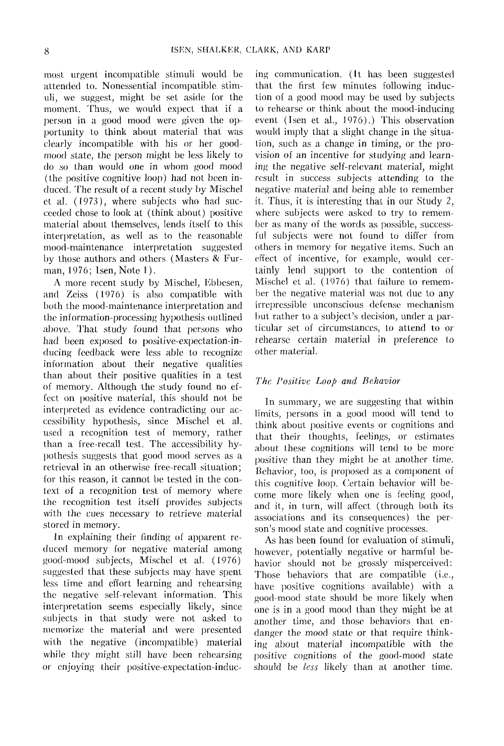most urgent incompatible stimuli would be attended to. Nonessential incompatible stimuli, we suggest, might be set aside for the moment. Thus, we would expect that if a person in a good mood were given the opportunity to think about material that was clearly incompatible with his or her good-mood state, the person might be less likely to do so than would one in whom good mood (the positive cognitive loop) had not been induced. The result of a recent study by Mischel et al. (1973), where subjects who had succeeded chose to look at (think about) positive material about themselves, lends itself to this interpretation, as well as to the reasonable mood-maintenance interpretation suggested by those authors and others (Masters & Furman, 1976; Isen, Note 1).

A more recent study by Mischel, Ebbesen, and Zeiss (1976) is also compatible with both the mood-maintenance interpretation and the information-processing hypothesis outlined above. That study found that persons who had been exposed to positive-expectation-inducing feedback were less able to recognize information about their negative qualities than about their positive qualities in a test of memory. Although the study found no effect on positive material, this should not be interpreted as evidence contradicting our accessibility hypothesis, since Mischel et al. used a recognition test of memory, rather than a free-recall test. The accessibility hypothesis suggests that good mood serves as a retrieval in an otherwise free-recall situation; for this reason, it cannot be tested in the context of a recognition test of memory where the recognition test itself provides subjects with the cues necessary to retrieve material stored in memory.

In explaining their finding of apparent reduced memory for negative material among good-mood subjects, Mischel et al. (1976) suggested that these subjects may have spent less time and effort learning and rehearsing the negative self-relevant information. This interpretation seems especially likely, since subjects in that study were not asked to memorize the material and were presented with the negative (incompatible) material while they might still have been rehearsing or enjoying their positive-expectation-inducing communication. (It has been suggested that the first few minutes following induction of a good mood may be used by subjects to rehearse or think about the mood-inducing event (Isen et al., 1976).) This observation would imply that a slight change in the situation, such as a change in timing, or the provision of an incentive for studying and learning the negative self-relevant material, might result in success subjects attending to the negative material and being able to remember it. Thus, it is interesting that in our Study 2, where subjects were asked to try to remember as many of the words as possible, successful subjects were not found to differ from others in memory for negative items. Such an effect of incentive, for example, would certainly lend support to the contention of Mischel et al. (1976) that failure to remember the negative material was not due to any irrepressible unconscious defense mechanism but rather to a subject's decision, under a particular set of circumstances, to attend to or rehearse certain material in preference to other material.

### *The Positive Loop and Behavior*

In summary, we are suggesting that within limits, persons in a good mood will tend to think about positive events or cognitions and that their thoughts, feelings, or estimates about these cognitions will tend to be more positive than they might be at another time. Behavior, too, is proposed as a component of this cognitive loop. Certain behavior will become more likely when one is feeling good, and it, in turn, will affect (through both its associations and its consequences) the person's mood state and cognitive processes.

As has been found for evaluation of stimuli, however, potentially negative or harmful behavior should not be grossly misperceived: Those behaviors that are compatible (i.e., have positive cognitions available) with a good-mood state should be more likely when one is in a good mood than they might be at another time, and those behaviors that endanger the mood state or that require thinking about material incompatible with the positive cognitions of the good-mood state should be *less* likely than at another time.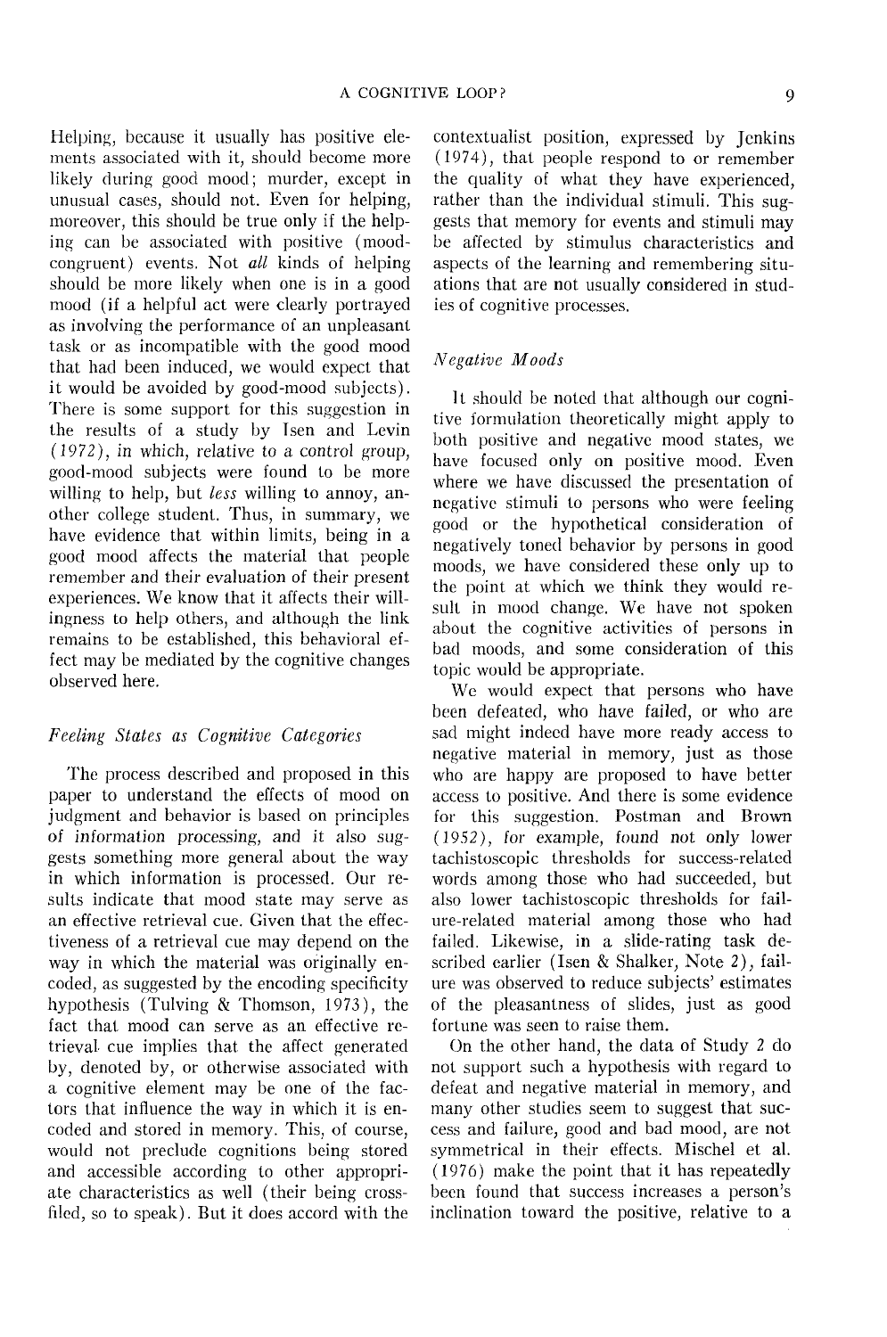Helping, because it usually has positive elements associated with it, should become more likely during good mood; murder, except in unusual cases, should not. Even for helping, moreover, this should be true only if the helping can be associated with positive (mood-congruent) events. Not *all* kinds of helping should be more likely when one is in a good mood (if a helpful act were clearly portrayed as involving the performance of an unpleasant task or as incompatible with the good mood that had been induced, we would expect that it would be avoided by good-mood subjects). There is some support for this suggestion in the results of a study by Isen and Levin (1972), in which, relative to a control group, good-mood subjects were found to be more willing to help, but *less* willing to annoy, another college student. Thus, in summary, we have evidence that within limits, being in a good mood affects the material that people remember and their evaluation of their present experiences. We know that it affects their willingness to help others, and although the link remains to be established, this behavioral effect may be mediated by the cognitive changes observed here.

### *Feeling States as Cognitive Categories*

The process described and proposed in this paper to understand the effects of mood on judgment and behavior is based on principles of information processing, and it also suggests something more general about the way in which information is processed. Our results indicate that mood state may serve as an effective retrieval cue. Given that the effectiveness of a retrieval cue may depend on the way in which the material was originally encoded, as suggested by the encoding specificity hypothesis (Tulving & Thomson, 1973), the fact that mood can serve as an effective retrieval cue implies that the affect generated by, denoted by, or otherwise associated with a cognitive element may be one of the factors that influence the way in which it is encoded and stored in memory. This, of course, would not preclude cognitions being stored and accessible according to other appropriate characteristics as well (their being cross-filed, so to speak). But it does accord with the contextualist position, expressed by Jenkins (1974), that people respond to or remember the quality of what they have experienced, rather than the individual stimuli. This suggests that memory for events and stimuli may be affected by stimulus characteristics and aspects of the learning and remembering situations that are not usually considered in studies of cognitive processes.

### *Negative Moods*

It should be noted that although our cognitive formulation theoretically might apply to both positive and negative mood states, we have focused only on positive mood. Even where we have discussed the presentation of negative stimuli to persons who were feeling good or the hypothetical consideration of negatively toned behavior by persons in good moods, we have considered these only up to the point at which we think they would result in mood change. We have not spoken about the cognitive activities of persons in bad moods, and some consideration of this topic would be appropriate.

We would expect that persons who have been defeated, who have failed, or who are sad might indeed have more ready access to negative material in memory, just as those who are happy are proposed to have better access to positive. And there is some evidence for this suggestion. Postman and Brown (1952), for example, found not only lower tachistoscopic thresholds for success-related words among those who had succeeded, but also lower tachistoscopic thresholds for failure-related material among those who had failed. Likewise, in a slide-rating task described earlier (Isen & Shalker, Note 2), failure was observed to reduce subjects' estimates of the pleasantness of slides, just as good fortune was seen to raise them.

On the other hand, the data of Study 2 do not support such a hypothesis with regard to defeat and negative material in memory, and many other studies seem to suggest that success and failure, good and bad mood, are not symmetrical in their effects. Mischel et al. (1976) make the point that it has repeatedly been found that success increases a person's inclination toward the positive, relative to a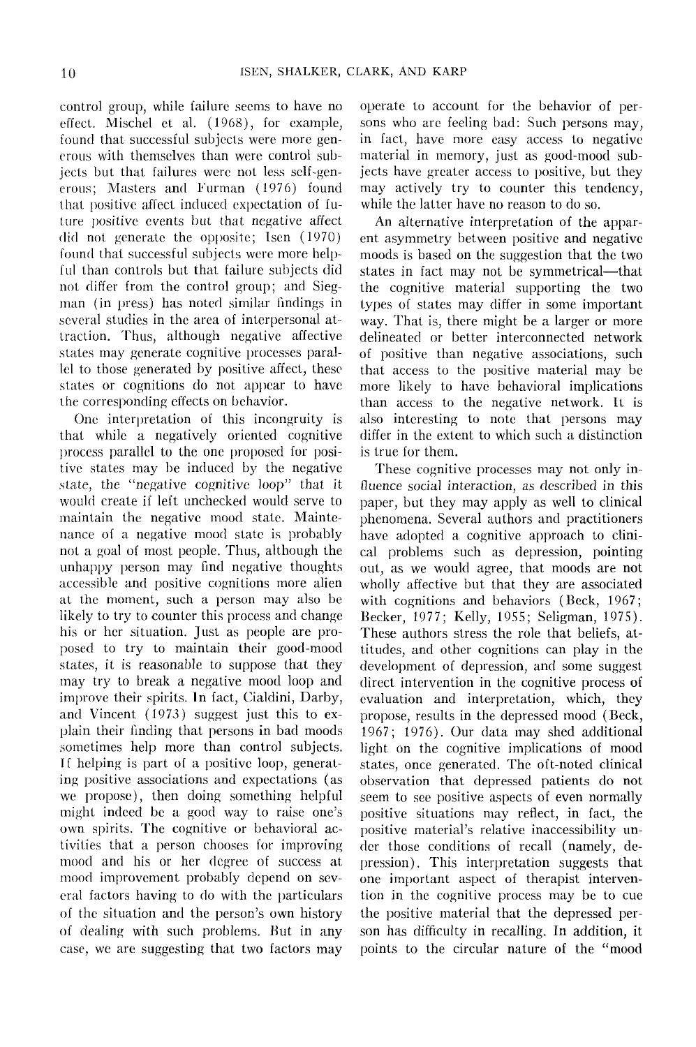control group, while failure seems to have no effect. Mischel et al. (1968), for example, found that successful subjects were more generous with themselves than were control subjects but that failures were not less self-generous; Masters and Furman (1976) found that positive affect induced expectation of future positive events but that negative affect did not generate the opposite; Isen (1970) found that successful subjects were more helpful than controls but that failure subjects did not differ from the control group; and Siegman (in press) has noted similar findings in several studies in the area of interpersonal attraction. Thus, although negative affective states may generate cognitive processes parallel to those generated by positive affect, these states or cognitions do not appear to have the corresponding effects on behavior.

One interpretation of this incongruity is that while a negatively oriented cognitive process parallel to the one proposed for positive states may be induced by the negative state, the "negative cognitive loop" that it would create if left unchecked would serve to maintain the negative mood state. Maintenance of a negative mood state is probably not a goal of most people. Thus, although the unhappy person may find negative thoughts accessible and positive cognitions more alien at the moment, such a person may also be likely to try to counter this process and change his or her situation. Just as people are proposed to try to maintain their good-mood states, it is reasonable to suppose that they may try to break a negative mood loop and improve their spirits. In fact, Cialdini, Darby, and Vincent (1973) suggest just this to explain their finding that persons in bad moods sometimes help more than control subjects. If helping is part of a positive loop, generating positive associations and expectations (as we propose), then doing something helpful might indeed be a good way to raise one's own spirits. The cognitive or behavioral activities that a person chooses for improving mood and his or her degree of success at mood improvement probably depend on several factors having to do with the particulars of the situation and the person's own history of dealing with such problems. But in any case, we are suggesting that two factors may operate to account for the behavior of persons who are feeling bad: Such persons may, in fact, have more easy access to negative material in memory, just as good-mood subjects have greater access to positive, but they may actively try to counter this tendency, while the latter have no reason to do so.

An alternative interpretation of the apparent asymmetry between positive and negative moods is based on the suggestion that the two states in fact may not be symmetrical—that the cognitive material supporting the two types of states may differ in some important way. That is, there might be a larger or more delineated or better interconnected network of positive than negative associations, such that access to the positive material may be more likely to have behavioral implications than access to the negative network. It is also interesting to note that persons may differ in the extent to which such a distinction is true for them.

These cognitive processes may not only influence social interaction, as described in this paper, but they may apply as well to clinical phenomena. Several authors and practitioners have adopted a cognitive approach to clinical problems such as depression, pointing out, as we would agree, that moods are not wholly affective but that they are associated with cognitions and behaviors (Beck, 1967; Becker, 1977; Kelly, 1955; Seligman, 1975). These authors stress the role that beliefs, attitudes, and other cognitions can play in the development of depression, and some suggest direct intervention in the cognitive process of evaluation and interpretation, which, they propose, results in the depressed mood (Beck, 1967; 1976). Our data may shed additional light on the cognitive implications of mood states, once generated. The oft-noted clinical observation that depressed patients do not seem to see positive aspects of even normally positive situations may reflect, in fact, the positive material's relative inaccessibility under those conditions of recall (namely, depression). This interpretation suggests that one important aspect of therapist intervention in the cognitive process may be to cue the positive material that the depressed person has difficulty in recalling. In addition, it points to the circular nature of the "mood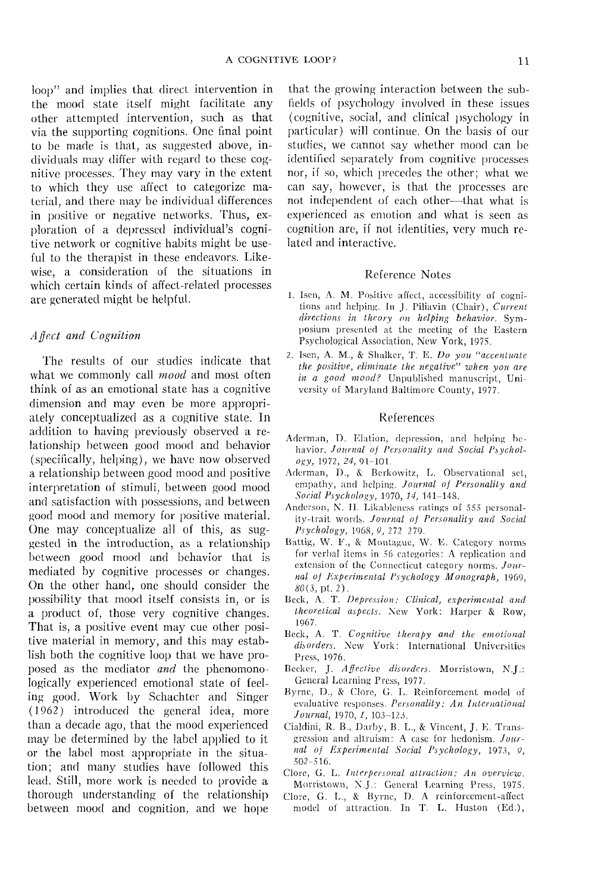loop" and implies that direct intervention in the mood state itself might facilitate any other attempted intervention, such as that via the supporting cognitions. One final point to be made is that, as suggested above, individuals may differ with regard to these cognitive processes. They may vary in the extent to which they use affect to categorize material, and there may be individual differences in positive or negative networks. Thus, exploration of a depressed individual's cognitive network or cognitive habits might be useful to the therapist in these endeavors. Likewise, a consideration of the situations in which certain kinds of affect-related processes are generated might be helpful.

### *Affect and Cognition*

The results of our studies indicate that what we commonly call *mood* and most often think of as an emotional state has a cognitive dimension and may even be more appropriately conceptualized as a cognitive state. In addition to having previously observed a relationship between good mood and behavior (specifically, helping), we have now observed a relationship between good mood and positive interpretation of stimuli, between good mood and satisfaction with possessions, and between good mood and memory for positive material. One may conceptualize all of this, as suggested in the introduction, as a relationship between good mood and behavior that is mediated by cognitive processes or changes. On the other hand, one should consider the possibility that mood itself consists in, or is a product of, those very cognitive changes. That is, a positive event may cue other positive material in memory, and this may establish both the cognitive loop that we have proposed as the mediator *and* the phenomenologically experienced emotional state of feeling good. Work by Schachter and Singer (1962) introduced the general idea, more than a decade ago, that the mood experienced may be determined by the label applied to it or the label most appropriate in the situation; and many studies have followed this lead. Still, more work is needed to provide a thorough understanding of the relationship between mood and cognition, and we hope that the growing interaction between the subfields of psychology involved in these issues (cognitive, social, and clinical psychology in particular) will continue. On the basis of our studies, we cannot say whether mood can be identified separately from cognitive processes nor, if so, which precedes the other; what we can say, however, is that the processes are not independent of each other—that what is experienced as emotion and what is seen as cognition are, if not identities, very much related and interactive.

## Reference Notes

1. Isen, A. M. Positive affect, accessibility of cognitions and helping. In J. Piliavin (Chair), *Current directions in theory on helping behavior*. Symposium presented at the meeting of the Eastern Psychological Association, New York, 1975.
2. Isen, A. M., & Shalker, T. E. *Do you "accentuate the positive, eliminate the negative" when you are in a good mood?* Unpublished manuscript, University of Maryland Baltimore County, 1977.

## References

Aderman, D. Elation, depression, and helping behavior. *Journal of Personality and Social Psychology*, 1972, *24*, 91–101.

Aderman, D., & Berkowitz, L. Observational set, empathy, and helping. *Journal of Personality and Social Psychology*, 1970, *14*, 141–148.

Anderson, N. H. Likableness ratings of 555 personality-trait words. *Journal of Personality and Social Psychology*, 1968, *9*, 272–279.

Battig, W. F., & Montague, W. E. Category norms for verbal items in 56 categories: A replication and extension of the Connecticut category norms. *Journal of Experimental Psychology Monograph*, 1969, *80*(3, pt. 2).

Beck, A. T. *Depression: Clinical, experimental and theoretical aspects*. New York: Harper & Row, 1967.

Beck, A. T. *Cognitive therapy and the emotional disorders*. New York: International Universities Press, 1976.

Becker, J. *Affective disorders*. Morristown, N.J.: General Learning Press, 1977.

Byrne, D., & Clore, G. L. Reinforcement model of evaluative responses. *Personality: An International Journal*, 1970, *1*, 103–123.

Cialdini, R. B., Darby, B. L., & Vincent, J. E. Transgression and altruism: A case for hedonism. *Journal of Experimental Social Psychology*, 1973, *9*, 502–516.

Clore, G. L. *Interpersonal attraction: An overview*. Morristown, N.J.: General Learning Press, 1975.

Clore, G. L., & Byrne, D. A reinforcement-affect model of attraction. In T. L. Huston (Ed.),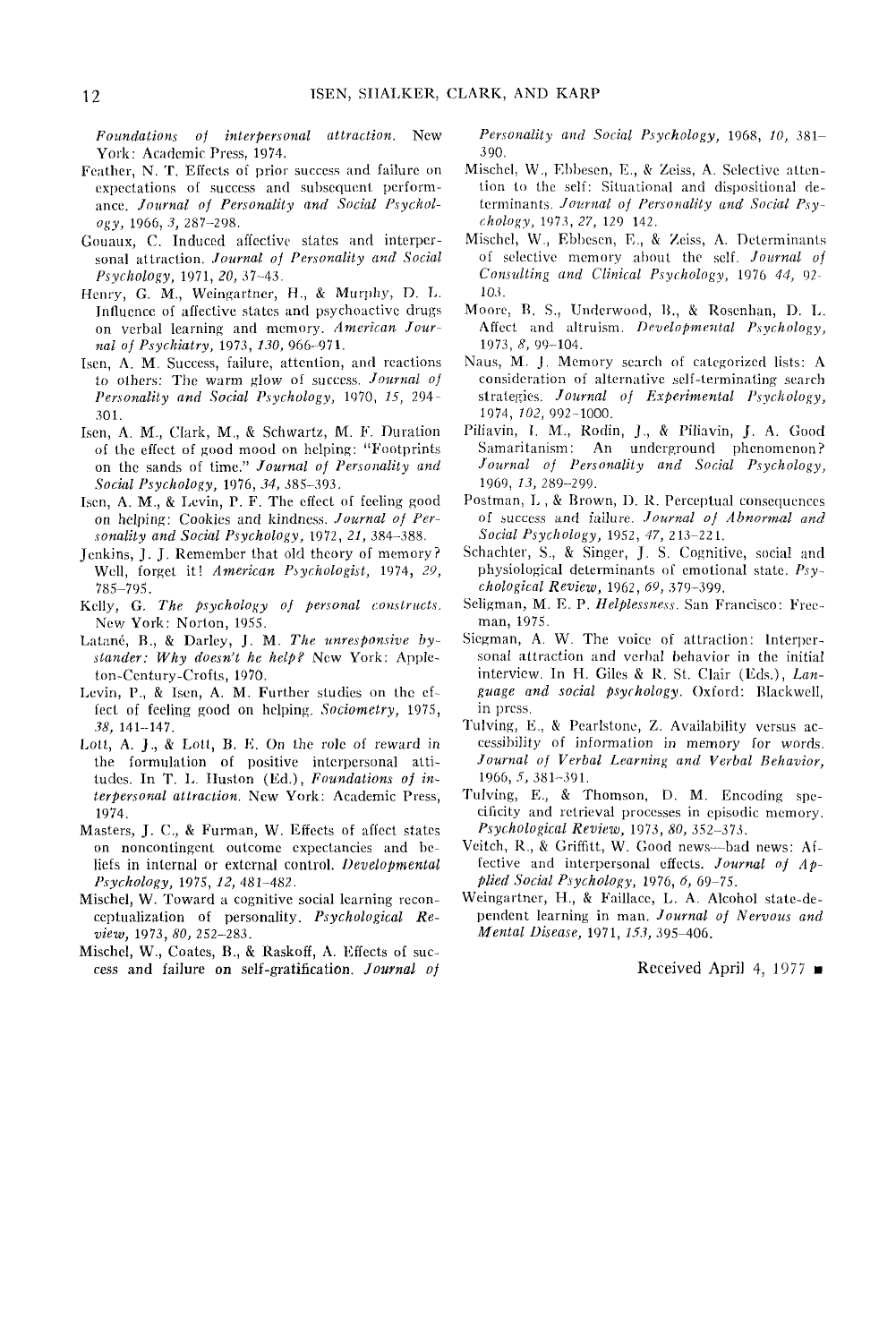*Foundations of interpersonal attraction.* New York: Academic Press, 1974.

Feather, N. T. Effects of prior success and failure on expectations of success and subsequent performance. *Journal of Personality and Social Psychology*, 1966, *3*, 287–298.

Gouaux, C. Induced affective states and interpersonal attraction. *Journal of Personality and Social Psychology*, 1971, *20*, 37–43.

Henry, G. M., Weingartner, H., & Murphy, D. L. Influence of affective states and psychoactive drugs on verbal learning and memory. *American Journal of Psychiatry*, 1973, *130*, 966–971.

Isen, A. M. Success, failure, attention, and reactions to others: The warm glow of success. *Journal of Personality and Social Psychology*, 1970, *15*, 294–301.

Isen, A. M., Clark, M., & Schwartz, M. F. Duration of the effect of good mood on helping: "Footprints on the sands of time." *Journal of Personality and Social Psychology*, 1976, *34*, 385–393.

Isen, A. M., & Levin, P. F. The effect of feeling good on helping: Cookies and kindness. *Journal of Personality and Social Psychology*, 1972, *21*, 384–388.

Jenkins, J. J. Remember that old theory of memory? Well, forget it! *American Psychologist*, 1974, *29*, 785–795.

Kelly, G. *The psychology of personal constructs.* New York: Norton, 1955.

Latané, B., & Darley, J. M. *The unresponsive bystander: Why doesn't he help?* New York: Appleton-Century-Crofts, 1970.

Levin, P., & Isen, A. M. Further studies on the effect of feeling good on helping. *Sociometry*, 1975, *38*, 141–147.

Lott, A. J., & Lott, B. E. On the role of reward in the formulation of positive interpersonal attitudes. In T. L. Huston (Ed.), *Foundations of interpersonal attraction.* New York: Academic Press, 1974.

Masters, J. C., & Furman, W. Effects of affect states on noncontingent outcome expectancies and beliefs in internal or external control. *Developmental Psychology*, 1975, *12*, 481–482.

Mischel, W. Toward a cognitive social learning reconceptualization of personality. *Psychological Review*, 1973, *80*, 252–283.

Mischel, W., Coates, B., & Raskoff, A. Effects of success and failure on self-gratification. *Journal of Personality and Social Psychology*, 1968, *10*, 381–390.

Mischel, W., Ebbesen, E., & Zeiss, A. Selective attention to the self: Situational and dispositional determinants. *Journal of Personality and Social Psychology*, 1973, *27*, 129–142.

Mischel, W., Ebbesen, E., & Zeiss, A. Determinants of selective memory about the self. *Journal of Consulting and Clinical Psychology*, 1976 *44*, 92–103.

Moore, B. S., Underwood, B., & Rosenhan, D. L. Affect and altruism. *Developmental Psychology*, 1973, *8*, 99–104.

Naus, M. J. Memory search of categorized lists: A consideration of alternative self-terminating search strategies. *Journal of Experimental Psychology*, 1974, *102*, 992–1000.

Piliavin, I. M., Rodin, J., & Piliavin, J. A. Good Samaritanism: An underground phenomenon? *Journal of Personality and Social Psychology*, 1969, *13*, 289–299.

Postman, L., & Brown, D. R. Perceptual consequences of success and failure. *Journal of Abnormal and Social Psychology*, 1952, *47*, 213–221.

Schachter, S., & Singer, J. S. Cognitive, social and physiological determinants of emotional state. *Psychological Review*, 1962, *69*, 379–399.

Seligman, M. E. P. *Helplessness.* San Francisco: Freeman, 1975.

Siegman, A. W. The voice of attraction: Interpersonal attraction and verbal behavior in the initial interview. In H. Giles & R. St. Clair (Eds.), *Language and social psychology.* Oxford: Blackwell, in press.

Tulving, E., & Pearlstone, Z. Availability versus accessibility of information in memory for words. *Journal of Verbal Learning and Verbal Behavior*, 1966, *5*, 381–391.

Tulving, E., & Thomson, D. M. Encoding specificity and retrieval processes in episodic memory. *Psychological Review*, 1973, *80*, 352–373.

Veitch, R., & Griffitt, W. Good news—bad news: Affective and interpersonal effects. *Journal of Applied Social Psychology*, 1976, *6*, 69–75.

Weingartner, H., & Faillace, L. A. Alcohol state-dependent learning in man. *Journal of Nervous and Mental Disease*, 1971, *153*, 395–406.

Received April 4, 1977 ■